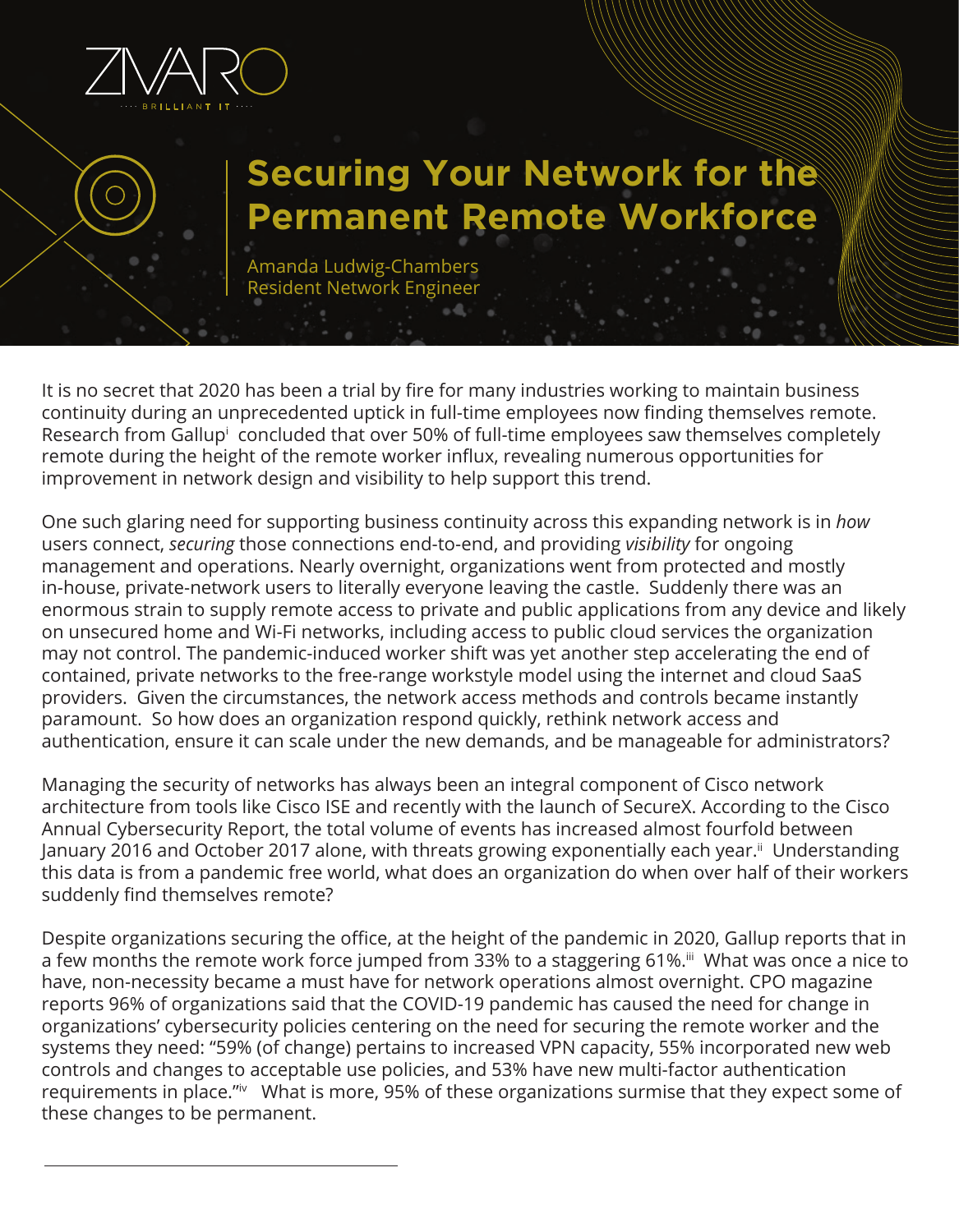ZIVARO

BRILLIANT IT

# Securing Your Network for the Permanent Remote Workforce

Amanda Ludwig-Chambers
Resident Network Engineer

It is no secret that 2020 has been a trial by fire for many industries working to maintain business continuity during an unprecedented uptick in full-time employees now finding themselves remote. Research from Gallup[i] concluded that over 50% of full-time employees saw themselves completely remote during the height of the remote worker influx, revealing numerous opportunities for improvement in network design and visibility to help support this trend.

One such glaring need for supporting business continuity across this expanding network is in *how* users connect, *securing* those connections end-to-end, and providing *visibility* for ongoing management and operations. Nearly overnight, organizations went from protected and mostly in-house, private-network users to literally everyone leaving the castle. Suddenly there was an enormous strain to supply remote access to private and public applications from any device and likely on unsecured home and Wi-Fi networks, including access to public cloud services the organization may not control. The pandemic-induced worker shift was yet another step accelerating the end of contained, private networks to the free-range workstyle model using the internet and cloud SaaS providers. Given the circumstances, the network access methods and controls became instantly paramount. So how does an organization respond quickly, rethink network access and authentication, ensure it can scale under the new demands, and be manageable for administrators?

Managing the security of networks has always been an integral component of Cisco network architecture from tools like Cisco ISE and recently with the launch of SecureX. According to the Cisco Annual Cybersecurity Report, the total volume of events has increased almost fourfold between January 2016 and October 2017 alone, with threats growing exponentially each year.[ii] Understanding this data is from a pandemic free world, what does an organization do when over half of their workers suddenly find themselves remote?

Despite organizations securing the office, at the height of the pandemic in 2020, Gallup reports that in a few months the remote work force jumped from 33% to a staggering 61%.[iii] What was once a nice to have, non-necessity became a must have for network operations almost overnight. CPO magazine reports 96% of organizations said that the COVID-19 pandemic has caused the need for change in organizations' cybersecurity policies centering on the need for securing the remote worker and the systems they need: "59% (of change) pertains to increased VPN capacity, 55% incorporated new web controls and changes to acceptable use policies, and 53% have new multi-factor authentication requirements in place."[iv] What is more, 95% of these organizations surmise that they expect some of these changes to be permanent.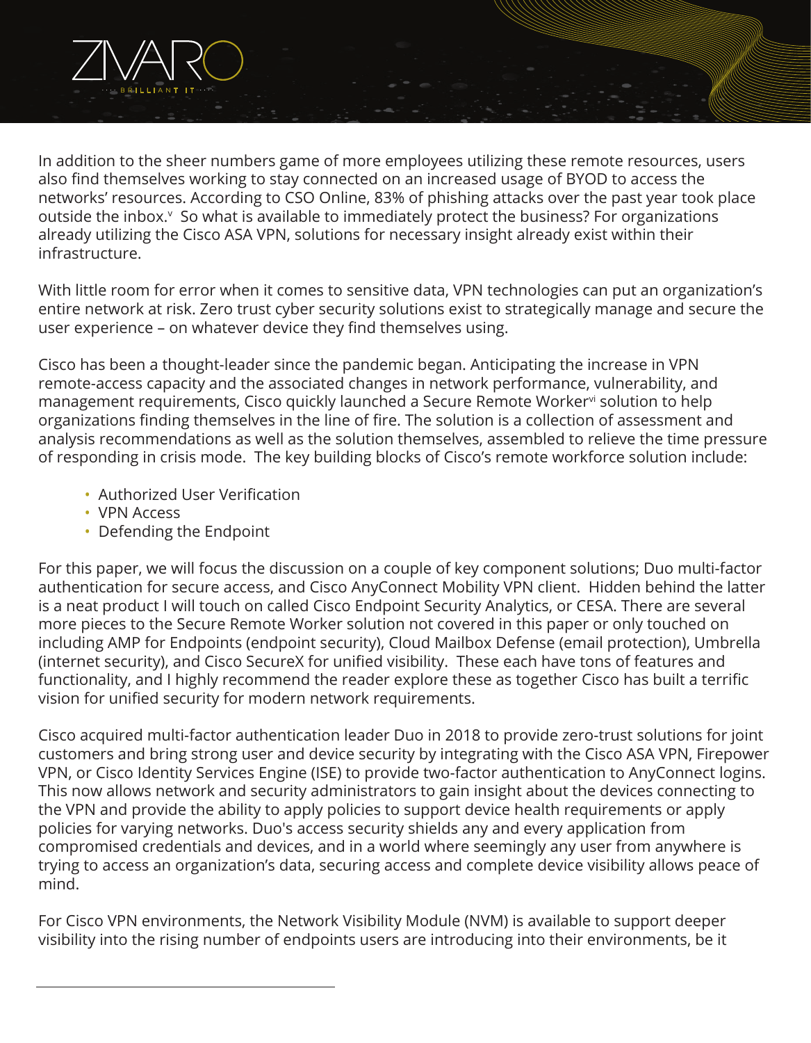In addition to the sheer numbers game of more employees utilizing these remote resources, users also find themselves working to stay connected on an increased usage of BYOD to access the networks' resources. According to CSO Online, 83% of phishing attacks over the past year took place outside the inbox.[v] So what is available to immediately protect the business? For organizations already utilizing the Cisco ASA VPN, solutions for necessary insight already exist within their infrastructure.

With little room for error when it comes to sensitive data, VPN technologies can put an organization's entire network at risk. Zero trust cyber security solutions exist to strategically manage and secure the user experience – on whatever device they find themselves using.

Cisco has been a thought-leader since the pandemic began. Anticipating the increase in VPN remote-access capacity and the associated changes in network performance, vulnerability, and management requirements, Cisco quickly launched a Secure Remote Worker[vi] solution to help organizations finding themselves in the line of fire. The solution is a collection of assessment and analysis recommendations as well as the solution themselves, assembled to relieve the time pressure of responding in crisis mode. The key building blocks of Cisco's remote workforce solution include:

- Authorized User Verification
- VPN Access
- Defending the Endpoint

For this paper, we will focus the discussion on a couple of key component solutions; Duo multi-factor authentication for secure access, and Cisco AnyConnect Mobility VPN client. Hidden behind the latter is a neat product I will touch on called Cisco Endpoint Security Analytics, or CESA. There are several more pieces to the Secure Remote Worker solution not covered in this paper or only touched on including AMP for Endpoints (endpoint security), Cloud Mailbox Defense (email protection), Umbrella (internet security), and Cisco SecureX for unified visibility. These each have tons of features and functionality, and I highly recommend the reader explore these as together Cisco has built a terrific vision for unified security for modern network requirements.

Cisco acquired multi-factor authentication leader Duo in 2018 to provide zero-trust solutions for joint customers and bring strong user and device security by integrating with the Cisco ASA VPN, Firepower VPN, or Cisco Identity Services Engine (ISE) to provide two-factor authentication to AnyConnect logins. This now allows network and security administrators to gain insight about the devices connecting to the VPN and provide the ability to apply policies to support device health requirements or apply policies for varying networks. Duo's access security shields any and every application from compromised credentials and devices, and in a world where seemingly any user from anywhere is trying to access an organization's data, securing access and complete device visibility allows peace of mind.

For Cisco VPN environments, the Network Visibility Module (NVM) is available to support deeper visibility into the rising number of endpoints users are introducing into their environments, be it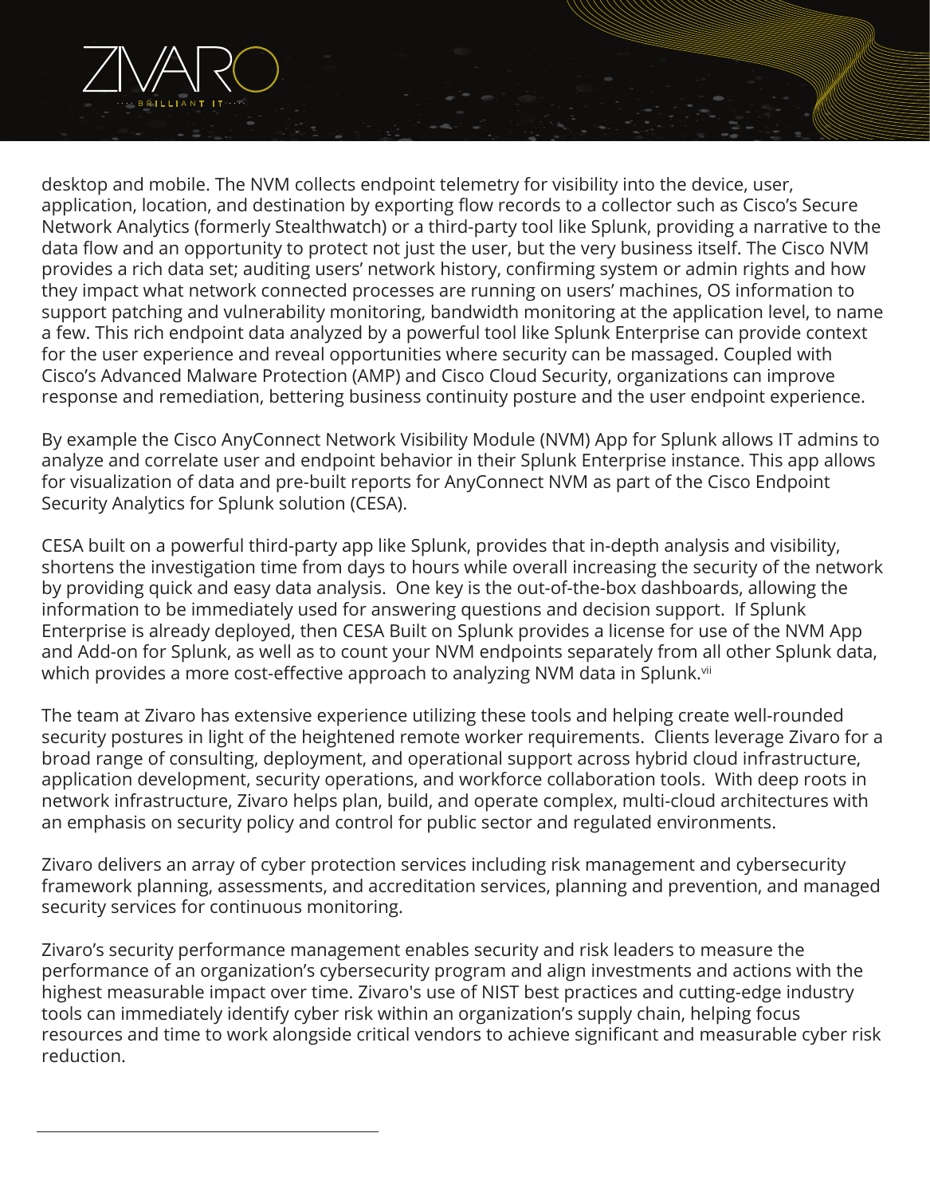desktop and mobile. The NVM collects endpoint telemetry for visibility into the device, user, application, location, and destination by exporting flow records to a collector such as Cisco's Secure Network Analytics (formerly Stealthwatch) or a third-party tool like Splunk, providing a narrative to the data flow and an opportunity to protect not just the user, but the very business itself. The Cisco NVM provides a rich data set; auditing users' network history, confirming system or admin rights and how they impact what network connected processes are running on users' machines, OS information to support patching and vulnerability monitoring, bandwidth monitoring at the application level, to name a few. This rich endpoint data analyzed by a powerful tool like Splunk Enterprise can provide context for the user experience and reveal opportunities where security can be massaged. Coupled with Cisco's Advanced Malware Protection (AMP) and Cisco Cloud Security, organizations can improve response and remediation, bettering business continuity posture and the user endpoint experience.

By example the Cisco AnyConnect Network Visibility Module (NVM) App for Splunk allows IT admins to analyze and correlate user and endpoint behavior in their Splunk Enterprise instance. This app allows for visualization of data and pre-built reports for AnyConnect NVM as part of the Cisco Endpoint Security Analytics for Splunk solution (CESA).

CESA built on a powerful third-party app like Splunk, provides that in-depth analysis and visibility, shortens the investigation time from days to hours while overall increasing the security of the network by providing quick and easy data analysis. One key is the out-of-the-box dashboards, allowing the information to be immediately used for answering questions and decision support. If Splunk Enterprise is already deployed, then CESA Built on Splunk provides a license for use of the NVM App and Add-on for Splunk, as well as to count your NVM endpoints separately from all other Splunk data, which provides a more cost-effective approach to analyzing NVM data in Splunk.[vii]

The team at Zivaro has extensive experience utilizing these tools and helping create well-rounded security postures in light of the heightened remote worker requirements. Clients leverage Zivaro for a broad range of consulting, deployment, and operational support across hybrid cloud infrastructure, application development, security operations, and workforce collaboration tools. With deep roots in network infrastructure, Zivaro helps plan, build, and operate complex, multi-cloud architectures with an emphasis on security policy and control for public sector and regulated environments.

Zivaro delivers an array of cyber protection services including risk management and cybersecurity framework planning, assessments, and accreditation services, planning and prevention, and managed security services for continuous monitoring.

Zivaro's security performance management enables security and risk leaders to measure the performance of an organization's cybersecurity program and align investments and actions with the highest measurable impact over time. Zivaro's use of NIST best practices and cutting-edge industry tools can immediately identify cyber risk within an organization's supply chain, helping focus resources and time to work alongside critical vendors to achieve significant and measurable cyber risk reduction.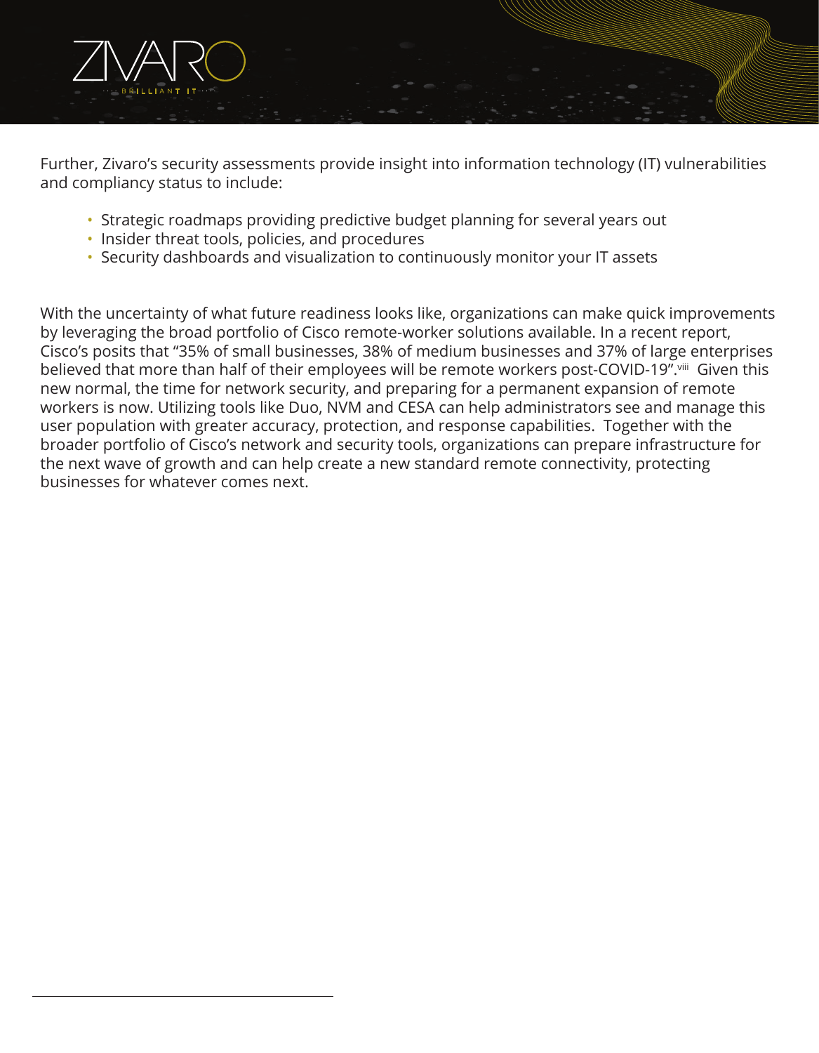Further, Zivaro's security assessments provide insight into information technology (IT) vulnerabilities and compliancy status to include:

- Strategic roadmaps providing predictive budget planning for several years out
- Insider threat tools, policies, and procedures
- Security dashboards and visualization to continuously monitor your IT assets

With the uncertainty of what future readiness looks like, organizations can make quick improvements by leveraging the broad portfolio of Cisco remote-worker solutions available. In a recent report, Cisco's posits that "35% of small businesses, 38% of medium businesses and 37% of large enterprises believed that more than half of their employees will be remote workers post-COVID-19".[viii] Given this new normal, the time for network security, and preparing for a permanent expansion of remote workers is now. Utilizing tools like Duo, NVM and CESA can help administrators see and manage this user population with greater accuracy, protection, and response capabilities. Together with the broader portfolio of Cisco's network and security tools, organizations can prepare infrastructure for the next wave of growth and can help create a new standard remote connectivity, protecting businesses for whatever comes next.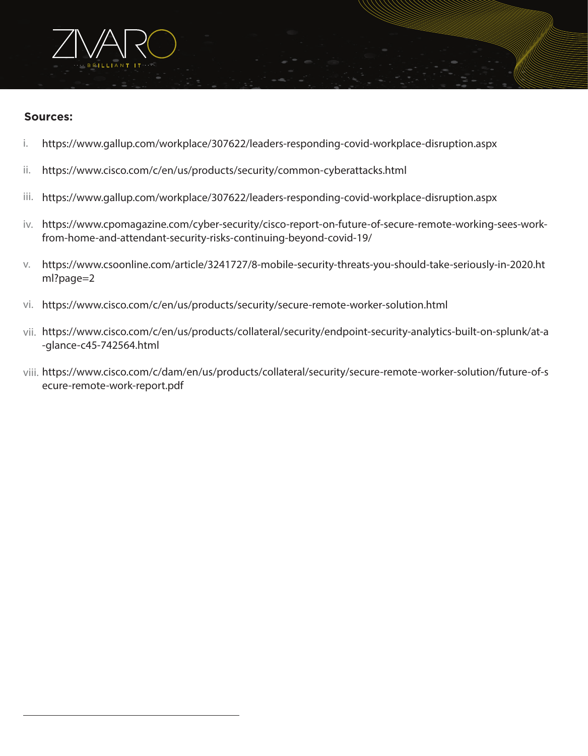**Sources:**

i. https://www.gallup.com/workplace/307622/leaders-responding-covid-workplace-disruption.aspx

ii. https://www.cisco.com/c/en/us/products/security/common-cyberattacks.html

iii. https://www.gallup.com/workplace/307622/leaders-responding-covid-workplace-disruption.aspx

iv. https://www.cpomagazine.com/cyber-security/cisco-report-on-future-of-secure-remote-working-sees-work-from-home-and-attendant-security-risks-continuing-beyond-covid-19/

v. https://www.csoonline.com/article/3241727/8-mobile-security-threats-you-should-take-seriously-in-2020.html?page=2

vi. https://www.cisco.com/c/en/us/products/security/secure-remote-worker-solution.html

vii. https://www.cisco.com/c/en/us/products/collateral/security/endpoint-security-analytics-built-on-splunk/at-a-glance-c45-742564.html

viii. https://www.cisco.com/c/dam/en/us/products/collateral/security/secure-remote-worker-solution/future-of-secure-remote-work-report.pdf